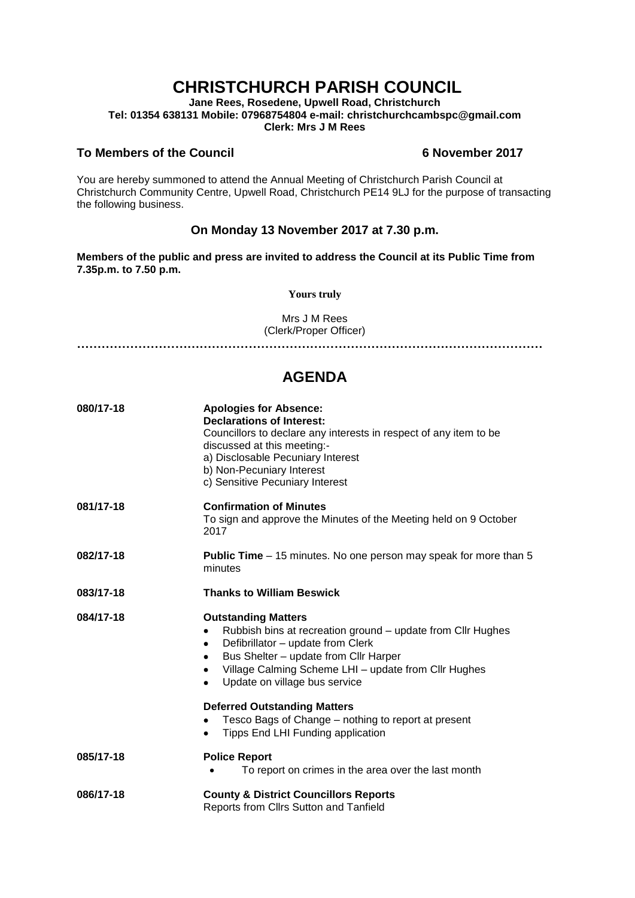# CHRISTCHURCH PARISH COUNCIL

**Jane Rees, Rosedene, Upwell Road, Christchurch**
**Tel: 01354 638131 Mobile: 07968754804 e-mail: christchurchcambspc@gmail.com**
**Clerk: Mrs J M Rees**

**To Members of the Council** **6 November 2017**

You are hereby summoned to attend the Annual Meeting of Christchurch Parish Council at Christchurch Community Centre, Upwell Road, Christchurch PE14 9LJ for the purpose of transacting the following business.

### On Monday 13 November 2017 at 7.30 p.m.

**Members of the public and press are invited to address the Council at its Public Time from 7.35p.m. to 7.50 p.m.**

**Yours truly**

Mrs J M Rees
(Clerk/Proper Officer)

---

## AGENDA

**080/17-18** **Apologies for Absence:**
**Declarations of Interest:**
Councillors to declare any interests in respect of any item to be discussed at this meeting:-
a) Disclosable Pecuniary Interest
b) Non-Pecuniary Interest
c) Sensitive Pecuniary Interest

**081/17-18** **Confirmation of Minutes**
To sign and approve the Minutes of the Meeting held on 9 October 2017

**082/17-18** **Public Time** – 15 minutes. No one person may speak for more than 5 minutes

**083/17-18** **Thanks to William Beswick**

**084/17-18** **Outstanding Matters**
- Rubbish bins at recreation ground – update from Cllr Hughes
- Defibrillator – update from Clerk
- Bus Shelter – update from Cllr Harper
- Village Calming Scheme LHI – update from Cllr Hughes
- Update on village bus service

**Deferred Outstanding Matters**
- Tesco Bags of Change – nothing to report at present
- Tipps End LHI Funding application

**085/17-18** **Police Report**
- To report on crimes in the area over the last month

**086/17-18** **County & District Councillors Reports**
Reports from Cllrs Sutton and Tanfield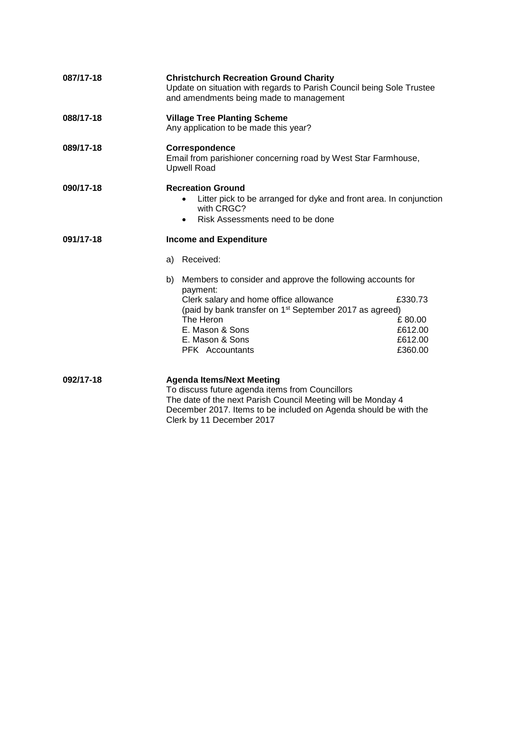**087/17-18** **Christchurch Recreation Ground Charity**
Update on situation with regards to Parish Council being Sole Trustee and amendments being made to management

**088/17-18** **Village Tree Planting Scheme**
Any application to be made this year?

**089/17-18** **Correspondence**
Email from parishioner concerning road by West Star Farmhouse, Upwell Road

**090/17-18** **Recreation Ground**

- Litter pick to be arranged for dyke and front area. In conjunction with CRGC?
- Risk Assessments need to be done

**091/17-18** **Income and Expenditure**

a) Received:

b) Members to consider and approve the following accounts for payment:

| | |
|---|---|
| Clerk salary and home office allowance | £330.73 |
| (paid by bank transfer on 1st September 2017 as agreed) | |
| The Heron | £ 80.00 |
| E. Mason & Sons | £612.00 |
| E. Mason & Sons | £612.00 |
| PFK Accountants | £360.00 |

**092/17-18** **Agenda Items/Next Meeting**
To discuss future agenda items from Councillors
The date of the next Parish Council Meeting will be Monday 4 December 2017. Items to be included on Agenda should be with the Clerk by 11 December 2017